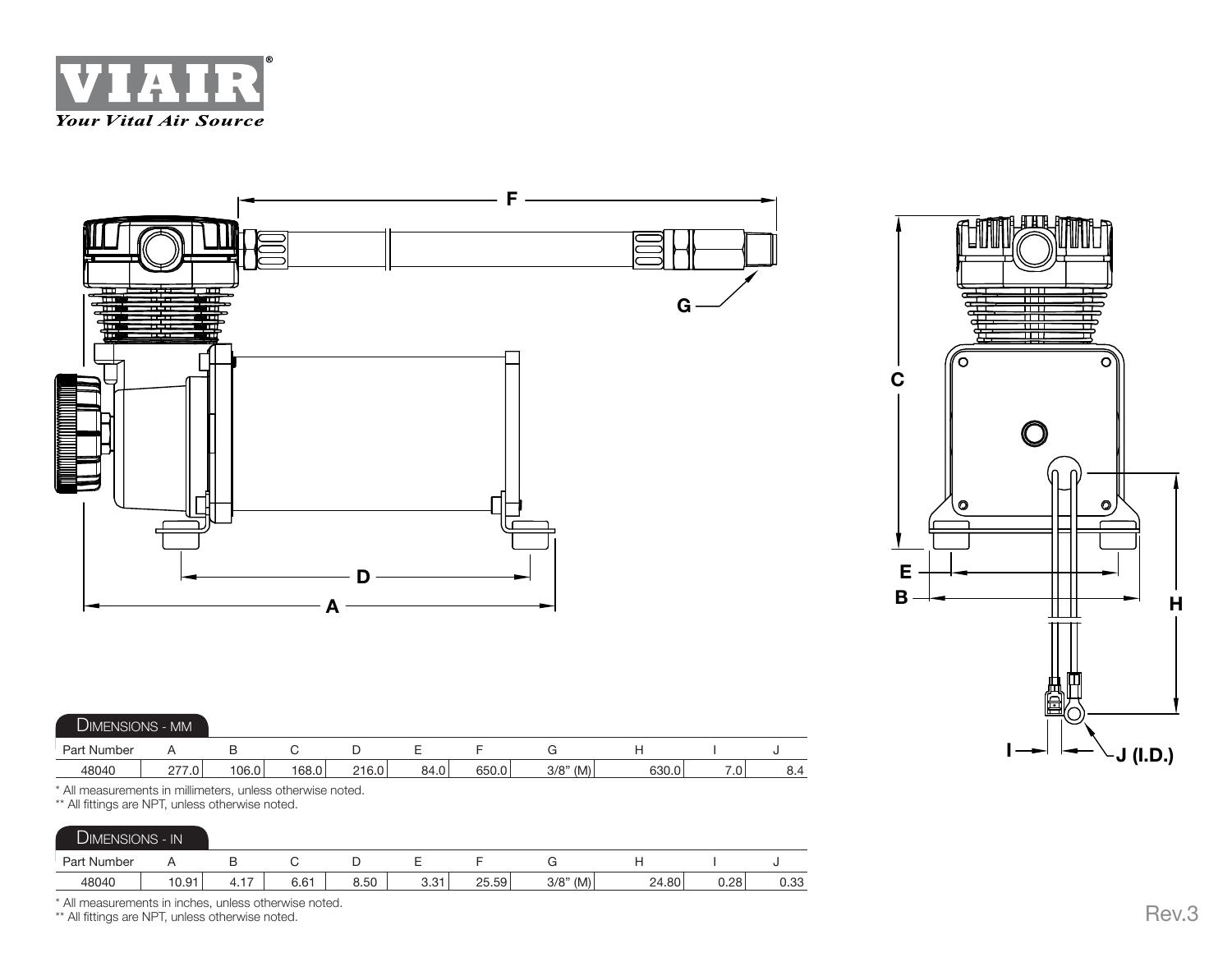VIAIR®

*Your Vital Air Source*

## DIMENSIONS - MM

| Part Number | A | B | C | D | E | F | G | H | I | J |
|---|---|---|---|---|---|---|---|---|---|---|
| 48040 | 277.0 | 106.0 | 168.0 | 216.0 | 84.0 | 650.0 | 3/8" (M) | 630.0 | 7.0 | 8.4 |

* All measurements in millimeters, unless otherwise noted.

** All fittings are NPT, unless otherwise noted.

## DIMENSIONS - IN

| Part Number | A | B | C | D | E | F | G | H | I | J |
|---|---|---|---|---|---|---|---|---|---|---|
| 48040 | 10.91 | 4.17 | 6.61 | 8.50 | 3.31 | 25.59 | 3/8" (M) | 24.80 | 0.28 | 0.33 |

* All measurements in inches, unless otherwise noted.

** All fittings are NPT, unless otherwise noted.

Rev.3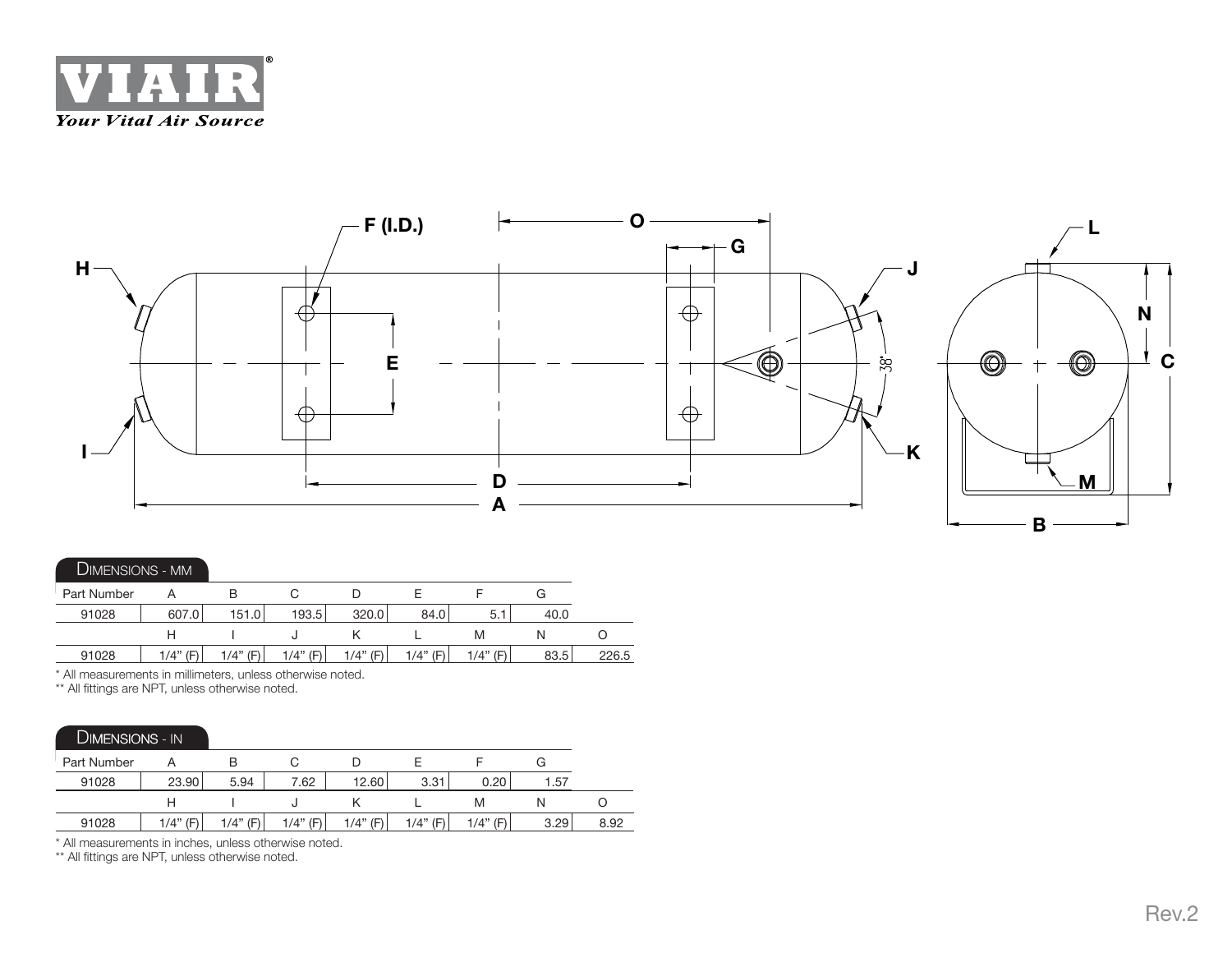VIAIR®

*Your Vital Air Source*

F (I.D.)

O

G

H

J

L

N

E

C

38°

I

K

M

D

A

B

## Dimensions - MM

| Part Number | A | B | C | D | E | F | G | |
|---|---|---|---|---|---|---|---|---|
| 91028 | 607.0 | 151.0 | 193.5 | 320.0 | 84.0 | 5.1 | 40.0 | |
| | H | I | J | K | L | M | N | O |
| 91028 | 1/4" (F) | 1/4" (F) | 1/4" (F) | 1/4" (F) | 1/4" (F) | 1/4" (F) | 83.5 | 226.5 |

* All measurements in millimeters, unless otherwise noted.

** All fittings are NPT, unless otherwise noted.

## Dimensions - IN

| Part Number | A | B | C | D | E | F | G | |
|---|---|---|---|---|---|---|---|---|
| 91028 | 23.90 | 5.94 | 7.62 | 12.60 | 3.31 | 0.20 | 1.57 | |
| | H | I | J | K | L | M | N | O |
| 91028 | 1/4" (F) | 1/4" (F) | 1/4" (F) | 1/4" (F) | 1/4" (F) | 1/4" (F) | 3.29 | 8.92 |

* All measurements in inches, unless otherwise noted.

** All fittings are NPT, unless otherwise noted.

Rev.2